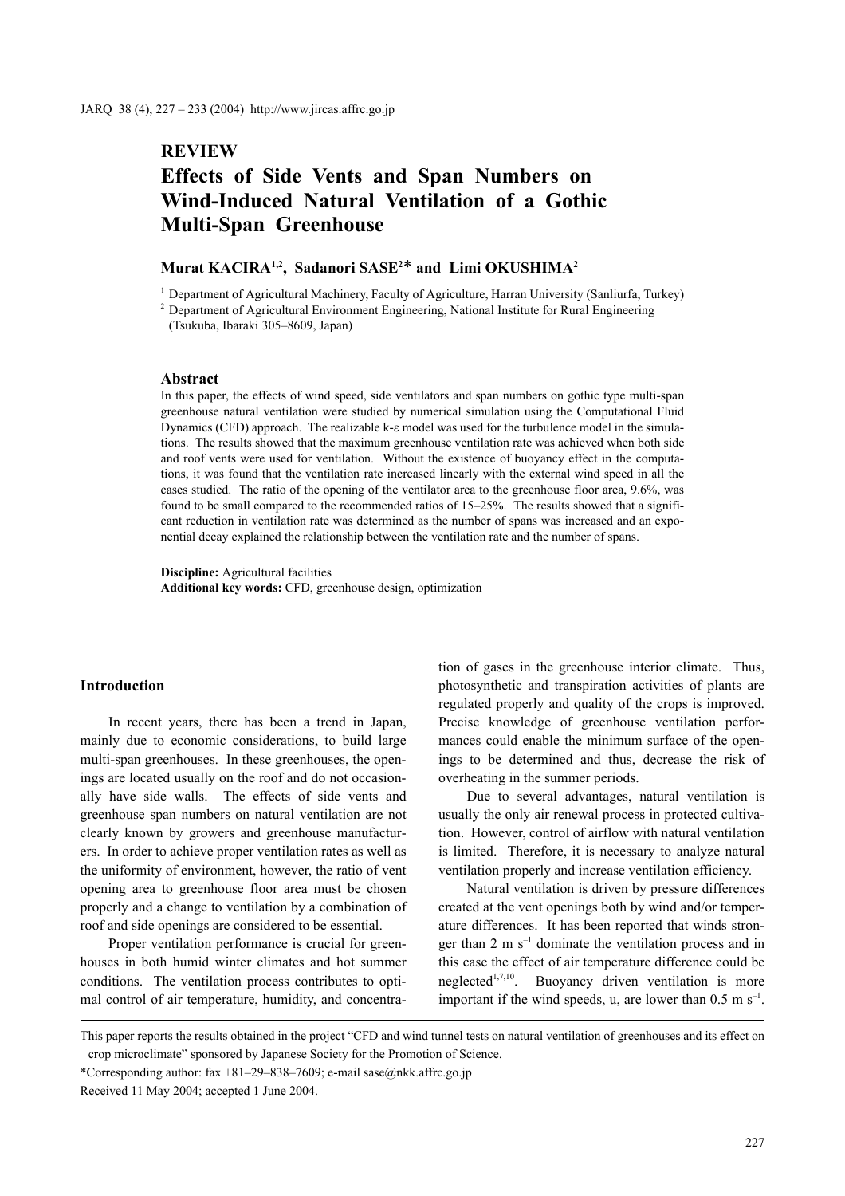## REVIEW

# Effects of Side Vents and Span Numbers on Wind-Induced Natural Ventilation of a Gothic Multi-Span Greenhouse

**Murat KACIRA[1,2], Sadanori SASE[2]* and Limi OKUSHIMA[2]**

[1] Department of Agricultural Machinery, Faculty of Agriculture, Harran University (Sanliurfa, Turkey)

[2] Department of Agricultural Environment Engineering, National Institute for Rural Engineering (Tsukuba, Ibaraki 305–8609, Japan)

### Abstract

In this paper, the effects of wind speed, side ventilators and span numbers on gothic type multi-span greenhouse natural ventilation were studied by numerical simulation using the Computational Fluid Dynamics (CFD) approach. The realizable k-ε model was used for the turbulence model in the simulations. The results showed that the maximum greenhouse ventilation rate was achieved when both side and roof vents were used for ventilation. Without the existence of buoyancy effect in the computations, it was found that the ventilation rate increased linearly with the external wind speed in all the cases studied. The ratio of the opening of the ventilator area to the greenhouse floor area, 9.6%, was found to be small compared to the recommended ratios of 15–25%. The results showed that a significant reduction in ventilation rate was determined as the number of spans was increased and an exponential decay explained the relationship between the ventilation rate and the number of spans.

**Discipline:** Agricultural facilities
**Additional key words:** CFD, greenhouse design, optimization

## Introduction

In recent years, there has been a trend in Japan, mainly due to economic considerations, to build large multi-span greenhouses. In these greenhouses, the openings are located usually on the roof and do not occasionally have side walls. The effects of side vents and greenhouse span numbers on natural ventilation are not clearly known by growers and greenhouse manufacturers. In order to achieve proper ventilation rates as well as the uniformity of environment, however, the ratio of vent opening area to greenhouse floor area must be chosen properly and a change to ventilation by a combination of roof and side openings are considered to be essential.

Proper ventilation performance is crucial for greenhouses in both humid winter climates and hot summer conditions. The ventilation process contributes to optimal control of air temperature, humidity, and concentration of gases in the greenhouse interior climate. Thus, photosynthetic and transpiration activities of plants are regulated properly and quality of the crops is improved. Precise knowledge of greenhouse ventilation performances could enable the minimum surface of the openings to be determined and thus, decrease the risk of overheating in the summer periods.

Due to several advantages, natural ventilation is usually the only air renewal process in protected cultivation. However, control of airflow with natural ventilation is limited. Therefore, it is necessary to analyze natural ventilation properly and increase ventilation efficiency.

Natural ventilation is driven by pressure differences created at the vent openings both by wind and/or temperature differences. It has been reported that winds stronger than 2 m $s^{-1}$ dominate the ventilation process and in this case the effect of air temperature difference could be neglected[1,7,10]. Buoyancy driven ventilation is more important if the wind speeds, u, are lower than 0.5 m $s^{-1}$.

This paper reports the results obtained in the project "CFD and wind tunnel tests on natural ventilation of greenhouses and its effect on crop microclimate" sponsored by Japanese Society for the Promotion of Science.

*Corresponding author: fax +81–29–838–7609; e-mail sase@nkk.affrc.go.jp

Received 11 May 2004; accepted 1 June 2004.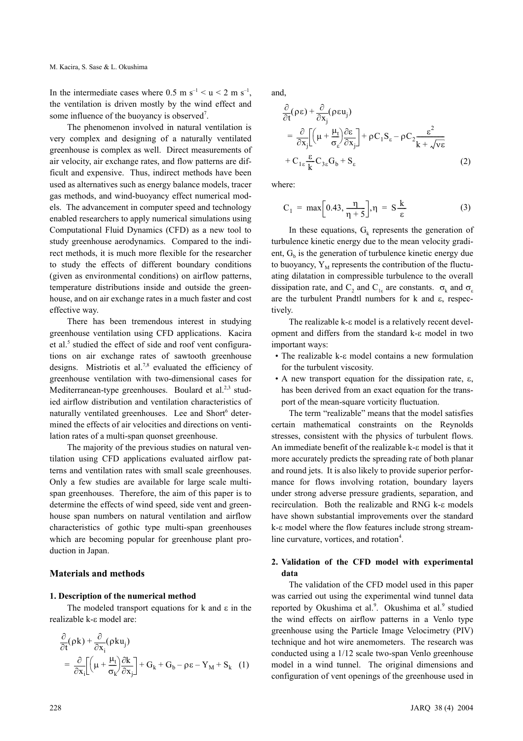In the intermediate cases where 0.5 m $s^{-1}$ < u < 2 m $s^{-1}$, the ventilation is driven mostly by the wind effect and some influence of the buoyancy is observed[7].

The phenomenon involved in natural ventilation is very complex and designing of a naturally ventilated greenhouse is complex as well. Direct measurements of air velocity, air exchange rates, and flow patterns are difficult and expensive. Thus, indirect methods have been used as alternatives such as energy balance models, tracer gas methods, and wind-buoyancy effect numerical models. The advancement in computer speed and technology enabled researchers to apply numerical simulations using Computational Fluid Dynamics (CFD) as a new tool to study greenhouse aerodynamics. Compared to the indirect methods, it is much more flexible for the researcher to study the effects of different boundary conditions (given as environmental conditions) on airflow patterns, temperature distributions inside and outside the greenhouse, and on air exchange rates in a much faster and cost effective way.

There has been tremendous interest in studying greenhouse ventilation using CFD applications. Kacira et al.[5] studied the effect of side and roof vent configurations on air exchange rates of sawtooth greenhouse designs. Mistriotis et al.[7,8] evaluated the efficiency of greenhouse ventilation with two-dimensional cases for Mediterranean-type greenhouses. Boulard et al.[2,3] studied airflow distribution and ventilation characteristics of naturally ventilated greenhouses. Lee and Short[6] determined the effects of air velocities and directions on ventilation rates of a multi-span quonset greenhouse.

The majority of the previous studies on natural ventilation using CFD applications evaluated airflow patterns and ventilation rates with small scale greenhouses. Only a few studies are available for large scale multi-span greenhouses. Therefore, the aim of this paper is to determine the effects of wind speed, side vent and greenhouse span numbers on natural ventilation and airflow characteristics of gothic type multi-span greenhouses which are becoming popular for greenhouse plant production in Japan.

## Materials and methods

### 1. Description of the numerical method

The modeled transport equations for k and ε in the realizable k-ε model are:

$$\frac{\partial}{\partial t}(\rho k) + \frac{\partial}{\partial x_i}(\rho k u_j) = \frac{\partial}{\partial x_i}\left[\left(\mu + \frac{\mu_t}{\sigma_k}\right)\frac{\partial k}{\partial x_j}\right] + G_k + G_b - \rho\varepsilon - Y_M + S_k \quad (1)$$

and,

$$\frac{\partial}{\partial t}(\rho\varepsilon) + \frac{\partial}{\partial x_j}(\rho\varepsilon u_j) = \frac{\partial}{\partial x_j}\left[\left(\mu + \frac{\mu_t}{\sigma_\varepsilon}\right)\frac{\partial \varepsilon}{\partial x_j}\right] + \rho C_1 S_\varepsilon - \rho C_2 \frac{\varepsilon^2}{k + \sqrt{\nu\varepsilon}} + C_{1\varepsilon}\frac{\varepsilon}{k}C_{3\varepsilon}G_b + S_\varepsilon \quad (2)$$

where:

$$C_1 = \max\left[0.43, \frac{\eta}{\eta + 5}\right], \eta = S\frac{k}{\varepsilon} \quad (3)$$

In these equations, $G_k$ represents the generation of turbulence kinetic energy due to the mean velocity gradient, $G_b$ is the generation of turbulence kinetic energy due to buoyancy, $Y_M$ represents the contribution of the fluctuating dilatation in compressible turbulence to the overall dissipation rate, and $C_2$ and $C_{1\varepsilon}$ are constants. $\sigma_k$ and $\sigma_\varepsilon$ are the turbulent Prandtl numbers for k and ε, respectively.

The realizable k-ε model is a relatively recent development and differs from the standard k-ε model in two important ways:

- The realizable k-ε model contains a new formulation for the turbulent viscosity.
- A new transport equation for the dissipation rate, ε, has been derived from an exact equation for the transport of the mean-square vorticity fluctuation.

The term "realizable" means that the model satisfies certain mathematical constraints on the Reynolds stresses, consistent with the physics of turbulent flows. An immediate benefit of the realizable k-ε model is that it more accurately predicts the spreading rate of both planar and round jets. It is also likely to provide superior performance for flows involving rotation, boundary layers under strong adverse pressure gradients, separation, and recirculation. Both the realizable and RNG k-ε models have shown substantial improvements over the standard k-ε model where the flow features include strong streamline curvature, vortices, and rotation[4].

### 2. Validation of the CFD model with experimental data

The validation of the CFD model used in this paper was carried out using the experimental wind tunnel data reported by Okushima et al.[9]. Okushima et al.[9] studied the wind effects on airflow patterns in a Venlo type greenhouse using the Particle Image Velocimetry (PIV) technique and hot wire anemometers. The research was conducted using a 1/12 scale two-span Venlo greenhouse model in a wind tunnel. The original dimensions and configuration of vent openings of the greenhouse used in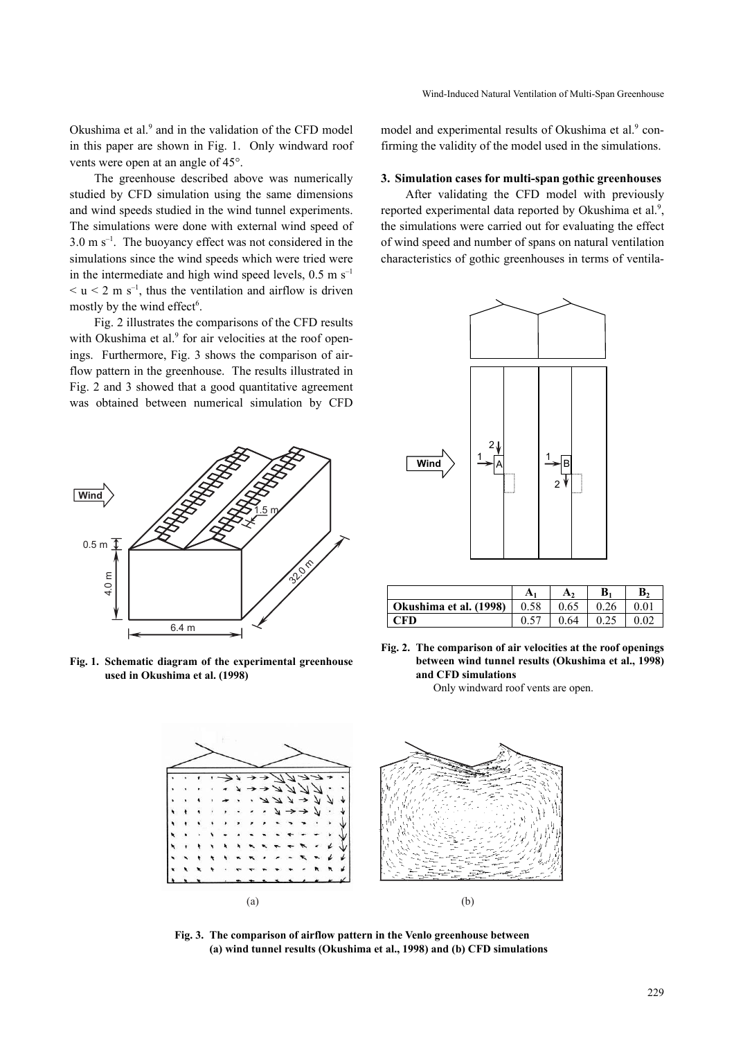Okushima et al.[9] and in the validation of the CFD model in this paper are shown in Fig. 1. Only windward roof vents were open at an angle of 45°.

The greenhouse described above was numerically studied by CFD simulation using the same dimensions and wind speeds studied in the wind tunnel experiments. The simulations were done with external wind speed of 3.0 m s$^{-1}$. The buoyancy effect was not considered in the simulations since the wind speeds which were tried were in the intermediate and high wind speed levels, 0.5 m s$^{-1}$ < u < 2 m s$^{-1}$, thus the ventilation and airflow is driven mostly by the wind effect[6].

Fig. 2 illustrates the comparisons of the CFD results with Okushima et al.[9] for air velocities at the roof openings. Furthermore, Fig. 3 shows the comparison of airflow pattern in the greenhouse. The results illustrated in Fig. 2 and 3 showed that a good quantitative agreement was obtained between numerical simulation by CFD model and experimental results of Okushima et al.[9] confirming the validity of the model used in the simulations.

**Fig. 1. Schematic diagram of the experimental greenhouse used in Okushima et al. (1998)**

### 3. Simulation cases for multi-span gothic greenhouses

After validating the CFD model with previously reported experimental data reported by Okushima et al.[9], the simulations were carried out for evaluating the effect of wind speed and number of spans on natural ventilation characteristics of gothic greenhouses in terms of ventila-

| | $A_1$ | $A_2$ | $B_1$ | $B_2$ |
|---|---|---|---|---|
| **Okushima et al. (1998)** | 0.58 | 0.65 | 0.26 | 0.01 |
| **CFD** | 0.57 | 0.64 | 0.25 | 0.02 |

**Fig. 2. The comparison of air velocities at the roof openings between wind tunnel results (Okushima et al., 1998) and CFD simulations**

Only windward roof vents are open.

(a) (b)

**Fig. 3. The comparison of airflow pattern in the Venlo greenhouse between (a) wind tunnel results (Okushima et al., 1998) and (b) CFD simulations**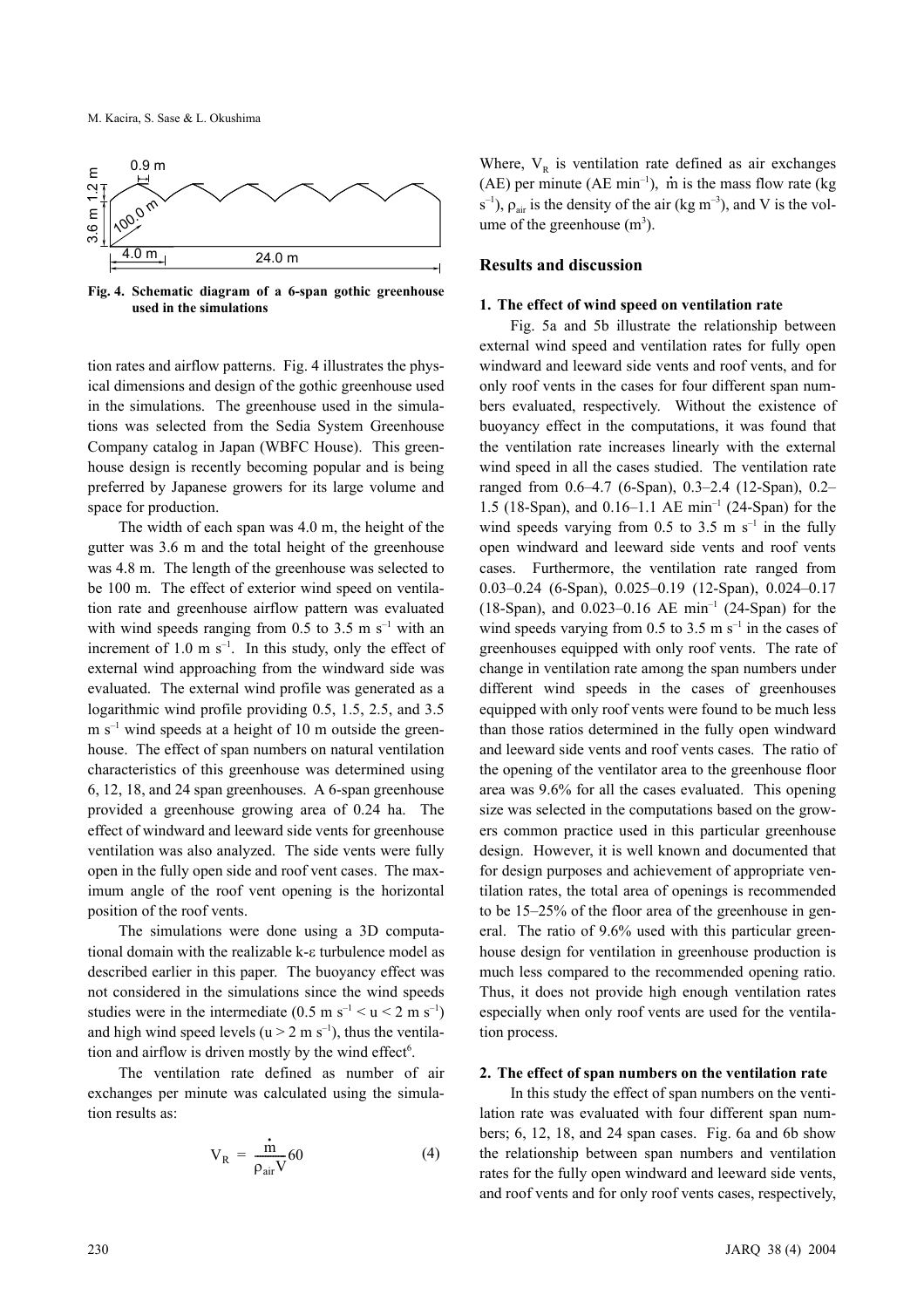Fig. 4. Schematic diagram of a 6-span gothic greenhouse used in the simulations

tion rates and airflow patterns. Fig. 4 illustrates the physical dimensions and design of the gothic greenhouse used in the simulations. The greenhouse used in the simulations was selected from the Sedia System Greenhouse Company catalog in Japan (WBFC House). This greenhouse design is recently becoming popular and is being preferred by Japanese growers for its large volume and space for production.

The width of each span was 4.0 m, the height of the gutter was 3.6 m and the total height of the greenhouse was 4.8 m. The length of the greenhouse was selected to be 100 m. The effect of exterior wind speed on ventilation rate and greenhouse airflow pattern was evaluated with wind speeds ranging from 0.5 to 3.5 m $s^{-1}$ with an increment of 1.0 m $s^{-1}$. In this study, only the effect of external wind approaching from the windward side was evaluated. The external wind profile was generated as a logarithmic wind profile providing 0.5, 1.5, 2.5, and 3.5 m $s^{-1}$ wind speeds at a height of 10 m outside the greenhouse. The effect of span numbers on natural ventilation characteristics of this greenhouse was determined using 6, 12, 18, and 24 span greenhouses. A 6-span greenhouse provided a greenhouse growing area of 0.24 ha. The effect of windward and leeward side vents for greenhouse ventilation was also analyzed. The side vents were fully open in the fully open side and roof vent cases. The maximum angle of the roof vent opening is the horizontal position of the roof vents.

The simulations were done using a 3D computational domain with the realizable k-ε turbulence model as described earlier in this paper. The buoyancy effect was not considered in the simulations since the wind speeds studies were in the intermediate (0.5 m $s^{-1}$ < u < 2 m $s^{-1}$) and high wind speed levels (u > 2 m $s^{-1}$), thus the ventilation and airflow is driven mostly by the wind effect[6].

The ventilation rate defined as number of air exchanges per minute was calculated using the simulation results as:

$$V_R = \frac{\dot{m}}{\rho_{air} V} 60 \tag{4}$$

Where, $V_R$ is ventilation rate defined as air exchanges (AE) per minute (AE $min^{-1}$), $\dot{m}$ is the mass flow rate (kg $s^{-1}$), $\rho_{air}$ is the density of the air (kg $m^{-3}$), and V is the volume of the greenhouse ($m^3$).

## Results and discussion

### 1. The effect of wind speed on ventilation rate

Fig. 5a and 5b illustrate the relationship between external wind speed and ventilation rates for fully open windward and leeward side vents and roof vents, and for only roof vents in the cases for four different span numbers evaluated, respectively. Without the existence of buoyancy effect in the computations, it was found that the ventilation rate increases linearly with the external wind speed in all the cases studied. The ventilation rate ranged from 0.6–4.7 (6-Span), 0.3–2.4 (12-Span), 0.2–1.5 (18-Span), and 0.16–1.1 AE $min^{-1}$ (24-Span) for the wind speeds varying from 0.5 to 3.5 m $s^{-1}$ in the fully open windward and leeward side vents and roof vents cases. Furthermore, the ventilation rate ranged from 0.03–0.24 (6-Span), 0.025–0.19 (12-Span), 0.024–0.17 (18-Span), and 0.023–0.16 AE $min^{-1}$ (24-Span) for the wind speeds varying from 0.5 to 3.5 m $s^{-1}$ in the cases of greenhouses equipped with only roof vents. The rate of change in ventilation rate among the span numbers under different wind speeds in the cases of greenhouses equipped with only roof vents were found to be much less than those ratios determined in the fully open windward and leeward side vents and roof vents cases. The ratio of the opening of the ventilator area to the greenhouse floor area was 9.6% for all the cases evaluated. This opening size was selected in the computations based on the growers common practice used in this particular greenhouse design. However, it is well known and documented that for design purposes and achievement of appropriate ventilation rates, the total area of openings is recommended to be 15–25% of the floor area of the greenhouse in general. The ratio of 9.6% used with this particular greenhouse design for ventilation in greenhouse production is much less compared to the recommended opening ratio. Thus, it does not provide high enough ventilation rates especially when only roof vents are used for the ventilation process.

### 2. The effect of span numbers on the ventilation rate

In this study the effect of span numbers on the ventilation rate was evaluated with four different span numbers; 6, 12, 18, and 24 span cases. Fig. 6a and 6b show the relationship between span numbers and ventilation rates for the fully open windward and leeward side vents, and roof vents and for only roof vents cases, respectively,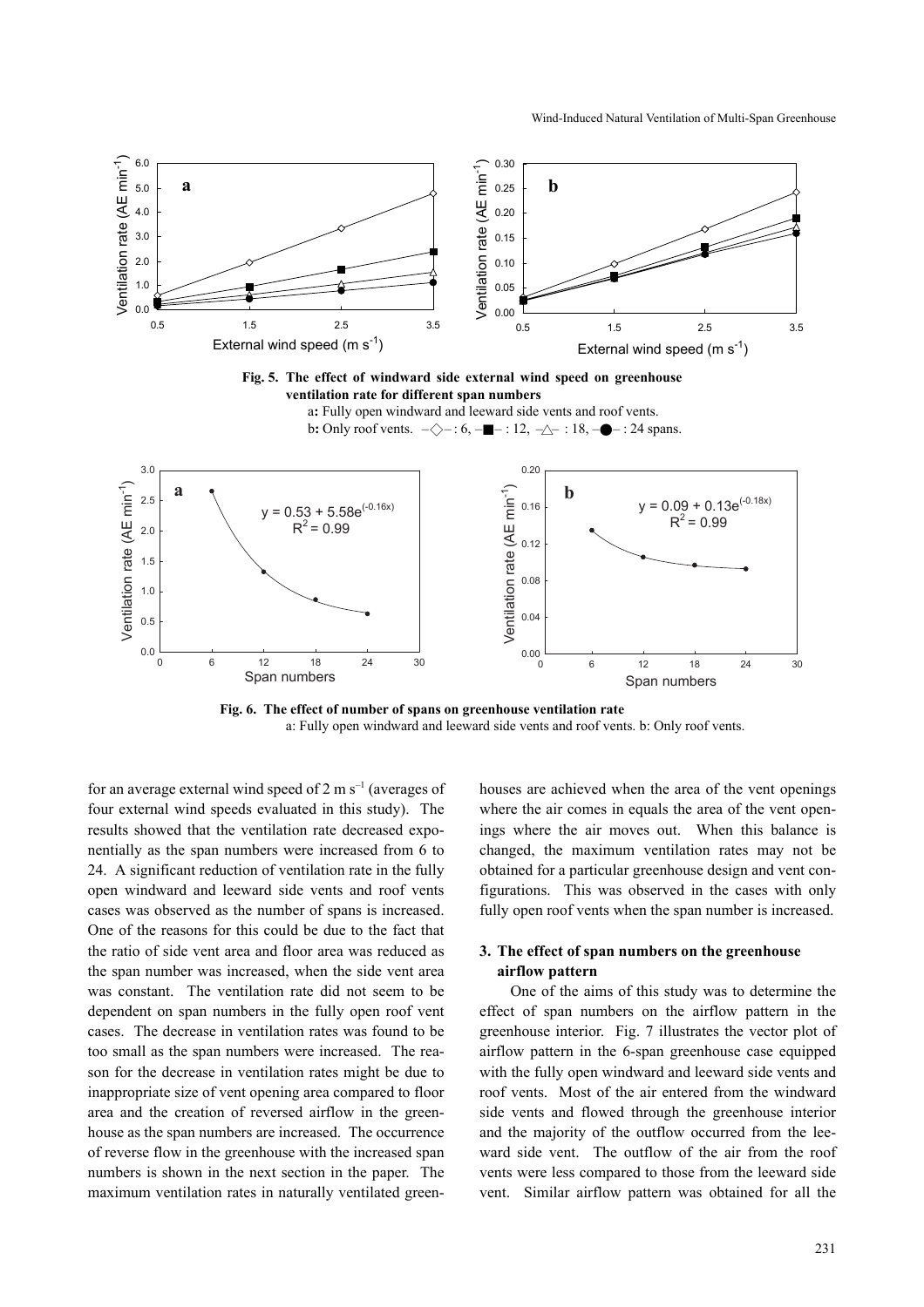a

Ventilation rate (AE min$^{-1}$)

6.0
5.0
4.0
3.0
2.0
1.0
0.0

0.5 1.5 2.5 3.5

External wind speed (m s$^{-1}$)

b

Ventilation rate (AE min$^{-1}$)

0.30
0.25
0.20
0.15
0.10
0.05
0.00

0.5 1.5 2.5 3.5

External wind speed (m s$^{-1}$)

**Fig. 5. The effect of windward side external wind speed on greenhouse ventilation rate for different span numbers**

a**:** Fully open windward and leeward side vents and roof vents.
b**:** Only roof vents. –◇–: 6, –■–: 12, –△–: 18, –●–: 24 spans.

a

Ventilation rate (AE min$^{-1}$)

3.0
2.5
2.0
1.5
1.0
0.5
0.0

0 6 12 18 24 30

Span numbers

$y = 0.53 + 5.58e^{(-0.16x)}$
$R^2 = 0.99$

b

Ventilation rate (AE min$^{-1}$)

0.20
0.16
0.12
0.08
0.04
0.00

0 6 12 18 24 30

Span numbers

$y = 0.09 + 0.13e^{(-0.18x)}$
$R^2 = 0.99$

**Fig. 6. The effect of number of spans on greenhouse ventilation rate**

a: Fully open windward and leeward side vents and roof vents. b: Only roof vents.

for an average external wind speed of 2 m s$^{-1}$ (averages of four external wind speeds evaluated in this study). The results showed that the ventilation rate decreased exponentially as the span numbers were increased from 6 to 24. A significant reduction of ventilation rate in the fully open windward and leeward side vents and roof vents cases was observed as the number of spans is increased. One of the reasons for this could be due to the fact that the ratio of side vent area and floor area was reduced as the span number was increased, when the side vent area was constant. The ventilation rate did not seem to be dependent on span numbers in the fully open roof vent cases. The decrease in ventilation rates was found to be too small as the span numbers were increased. The reason for the decrease in ventilation rates might be due to inappropriate size of vent opening area compared to floor area and the creation of reversed airflow in the greenhouse as the span numbers are increased. The occurrence of reverse flow in the greenhouse with the increased span numbers is shown in the next section in the paper. The maximum ventilation rates in naturally ventilated greenhouses are achieved when the area of the vent openings where the air comes in equals the area of the vent openings where the air moves out. When this balance is changed, the maximum ventilation rates may not be obtained for a particular greenhouse design and vent configurations. This was observed in the cases with only fully open roof vents when the span number is increased.

### 3. The effect of span numbers on the greenhouse airflow pattern

One of the aims of this study was to determine the effect of span numbers on the airflow pattern in the greenhouse interior. Fig. 7 illustrates the vector plot of airflow pattern in the 6-span greenhouse case equipped with the fully open windward and leeward side vents and roof vents. Most of the air entered from the windward side vents and flowed through the greenhouse interior and the majority of the outflow occurred from the leeward side vent. The outflow of the air from the roof vents were less compared to those from the leeward side vent. Similar airflow pattern was obtained for all the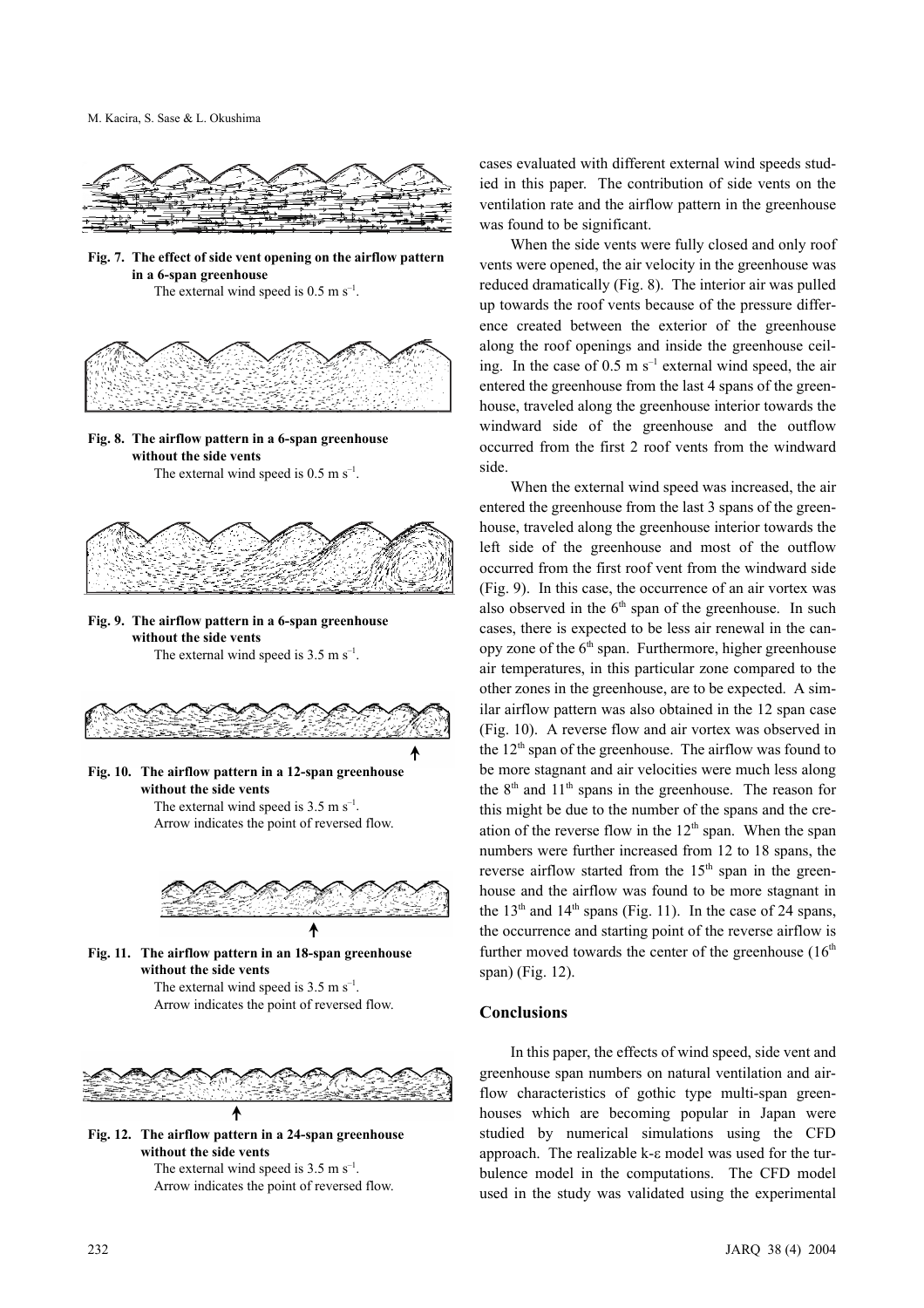**Fig. 7. The effect of side vent opening on the airflow pattern in a 6-span greenhouse**
The external wind speed is 0.5 m s$^{-1}$.

**Fig. 8. The airflow pattern in a 6-span greenhouse without the side vents**
The external wind speed is 0.5 m s$^{-1}$.

**Fig. 9. The airflow pattern in a 6-span greenhouse without the side vents**
The external wind speed is 3.5 m s$^{-1}$.

**Fig. 10. The airflow pattern in a 12-span greenhouse without the side vents**
The external wind speed is 3.5 m s$^{-1}$.
Arrow indicates the point of reversed flow.

**Fig. 11. The airflow pattern in an 18-span greenhouse without the side vents**
The external wind speed is 3.5 m s$^{-1}$.
Arrow indicates the point of reversed flow.

**Fig. 12. The airflow pattern in a 24-span greenhouse without the side vents**
The external wind speed is 3.5 m s$^{-1}$.
Arrow indicates the point of reversed flow.

cases evaluated with different external wind speeds studied in this paper. The contribution of side vents on the ventilation rate and the airflow pattern in the greenhouse was found to be significant.

When the side vents were fully closed and only roof vents were opened, the air velocity in the greenhouse was reduced dramatically (Fig. 8). The interior air was pulled up towards the roof vents because of the pressure difference created between the exterior of the greenhouse along the roof openings and inside the greenhouse ceiling. In the case of 0.5 m s$^{-1}$ external wind speed, the air entered the greenhouse from the last 4 spans of the greenhouse, traveled along the greenhouse interior towards the windward side of the greenhouse and the outflow occurred from the first 2 roof vents from the windward side.

When the external wind speed was increased, the air entered the greenhouse from the last 3 spans of the greenhouse, traveled along the greenhouse interior towards the left side of the greenhouse and most of the outflow occurred from the first roof vent from the windward side (Fig. 9). In this case, the occurrence of an air vortex was also observed in the 6$^{th}$ span of the greenhouse. In such cases, there is expected to be less air renewal in the canopy zone of the 6$^{th}$ span. Furthermore, higher greenhouse air temperatures, in this particular zone compared to the other zones in the greenhouse, are to be expected. A similar airflow pattern was also obtained in the 12 span case (Fig. 10). A reverse flow and air vortex was observed in the 12$^{th}$ span of the greenhouse. The airflow was found to be more stagnant and air velocities were much less along the 8$^{th}$ and 11$^{th}$ spans in the greenhouse. The reason for this might be due to the number of the spans and the creation of the reverse flow in the 12$^{th}$ span. When the span numbers were further increased from 12 to 18 spans, the reverse airflow started from the 15$^{th}$ span in the greenhouse and the airflow was found to be more stagnant in the 13$^{th}$ and 14$^{th}$ spans (Fig. 11). In the case of 24 spans, the occurrence and starting point of the reverse airflow is further moved towards the center of the greenhouse (16$^{th}$ span) (Fig. 12).

## Conclusions

In this paper, the effects of wind speed, side vent and greenhouse span numbers on natural ventilation and airflow characteristics of gothic type multi-span greenhouses which are becoming popular in Japan were studied by numerical simulations using the CFD approach. The realizable k-ε model was used for the turbulence model in the computations. The CFD model used in the study was validated using the experimental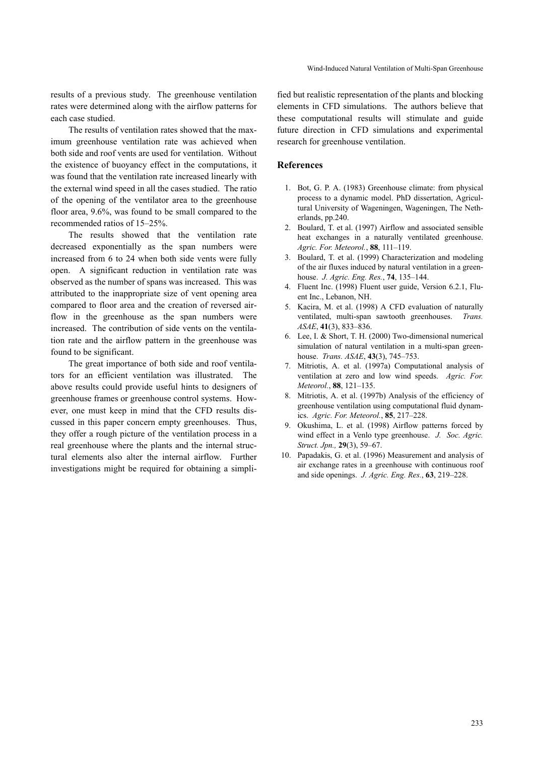results of a previous study. The greenhouse ventilation rates were determined along with the airflow patterns for each case studied.

The results of ventilation rates showed that the maximum greenhouse ventilation rate was achieved when both side and roof vents are used for ventilation. Without the existence of buoyancy effect in the computations, it was found that the ventilation rate increased linearly with the external wind speed in all the cases studied. The ratio of the opening of the ventilator area to the greenhouse floor area, 9.6%, was found to be small compared to the recommended ratios of 15–25%.

The results showed that the ventilation rate decreased exponentially as the span numbers were increased from 6 to 24 when both side vents were fully open. A significant reduction in ventilation rate was observed as the number of spans was increased. This was attributed to the inappropriate size of vent opening area compared to floor area and the creation of reversed airflow in the greenhouse as the span numbers were increased. The contribution of side vents on the ventilation rate and the airflow pattern in the greenhouse was found to be significant.

The great importance of both side and roof ventilators for an efficient ventilation was illustrated. The above results could provide useful hints to designers of greenhouse frames or greenhouse control systems. However, one must keep in mind that the CFD results discussed in this paper concern empty greenhouses. Thus, they offer a rough picture of the ventilation process in a real greenhouse where the plants and the internal structural elements also alter the internal airflow. Further investigations might be required for obtaining a simplified but realistic representation of the plants and blocking elements in CFD simulations. The authors believe that these computational results will stimulate and guide future direction in CFD simulations and experimental research for greenhouse ventilation.

## References

1. Bot, G. P. A. (1983) Greenhouse climate: from physical process to a dynamic model. PhD dissertation, Agricultural University of Wageningen, Wageningen, The Netherlands, pp.240.
2. Boulard, T. et al. (1997) Airflow and associated sensible heat exchanges in a naturally ventilated greenhouse. *Agric. For. Meteorol.*, **88**, 111–119.
3. Boulard, T. et al. (1999) Characterization and modeling of the air fluxes induced by natural ventilation in a greenhouse. *J. Agric. Eng. Res.*, **74**, 135–144.
4. Fluent Inc. (1998) Fluent user guide, Version 6.2.1, Fluent Inc., Lebanon, NH.
5. Kacira, M. et al. (1998) A CFD evaluation of naturally ventilated, multi-span sawtooth greenhouses. *Trans. ASAE*, **41**(3), 833–836.
6. Lee, I. & Short, T. H. (2000) Two-dimensional numerical simulation of natural ventilation in a multi-span greenhouse. *Trans. ASAE*, **43**(3), 745–753.
7. Mitriotis, A. et al. (1997a) Computational analysis of ventilation at zero and low wind speeds. *Agric. For. Meteorol.*, **88**, 121–135.
8. Mitriotis, A. et al. (1997b) Analysis of the efficiency of greenhouse ventilation using computational fluid dynamics. *Agric. For. Meteorol.*, **85**, 217–228.
9. Okushima, L. et al. (1998) Airflow patterns forced by wind effect in a Venlo type greenhouse. *J. Soc. Agric. Struct. Jpn.,* **29**(3), 59–67.
10. Papadakis, G. et al. (1996) Measurement and analysis of air exchange rates in a greenhouse with continuous roof and side openings. *J. Agric. Eng. Res.*, **63**, 219–228.